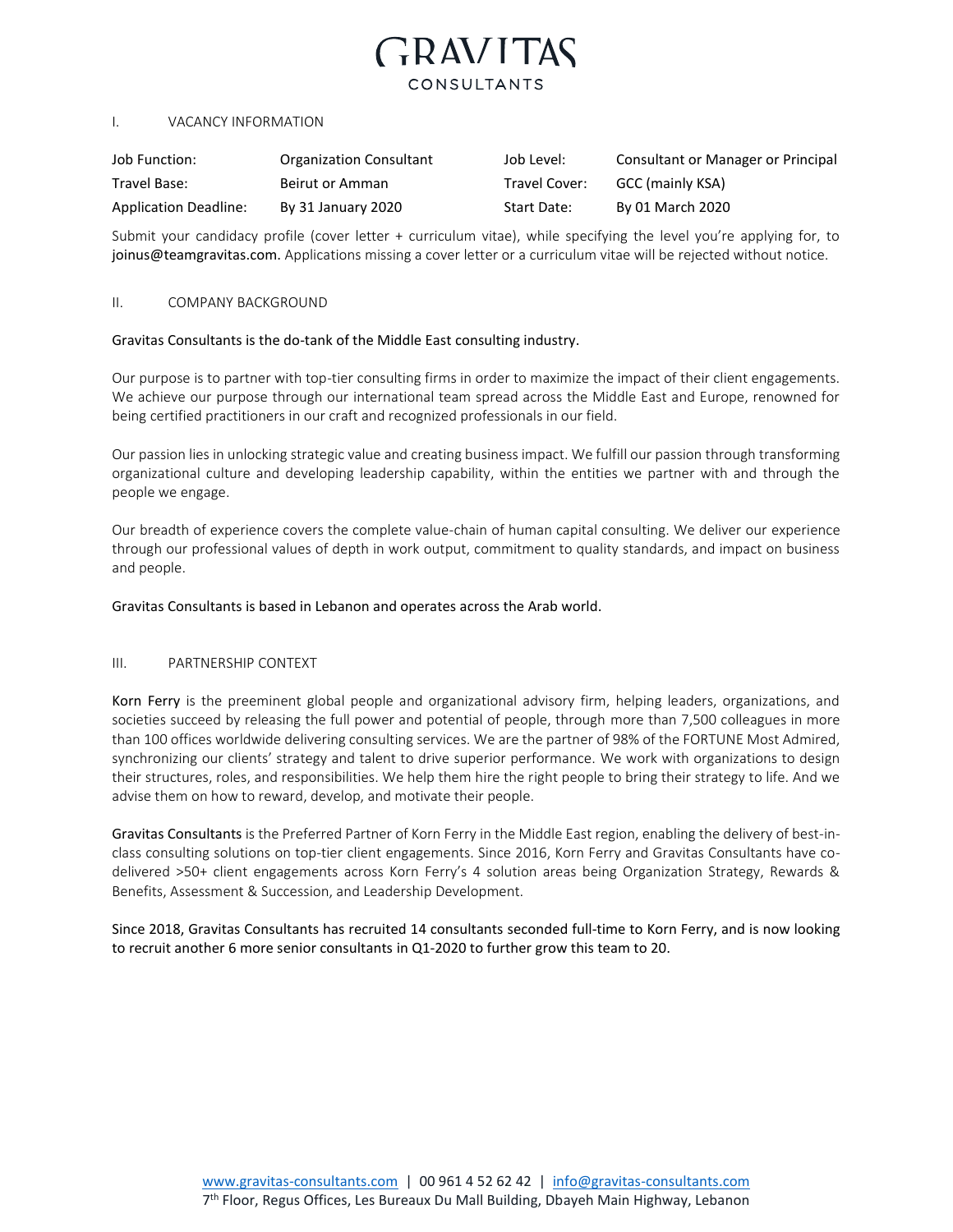# GRAVITAS
CONSULTANTS

## I. VACANCY INFORMATION

| Job Function: | Organization Consultant | Job Level: | Consultant or Manager or Principal |
|---|---|---|---|
| Travel Base: | Beirut or Amman | Travel Cover: | GCC (mainly KSA) |
| Application Deadline: | By 31 January 2020 | Start Date: | By 01 March 2020 |

Submit your candidacy profile (cover letter + curriculum vitae), while specifying the level you're applying for, to joinus@teamgravitas.com. Applications missing a cover letter or a curriculum vitae will be rejected without notice.

## II. COMPANY BACKGROUND

Gravitas Consultants is the do-tank of the Middle East consulting industry.

Our purpose is to partner with top-tier consulting firms in order to maximize the impact of their client engagements. We achieve our purpose through our international team spread across the Middle East and Europe, renowned for being certified practitioners in our craft and recognized professionals in our field.

Our passion lies in unlocking strategic value and creating business impact. We fulfill our passion through transforming organizational culture and developing leadership capability, within the entities we partner with and through the people we engage.

Our breadth of experience covers the complete value-chain of human capital consulting. We deliver our experience through our professional values of depth in work output, commitment to quality standards, and impact on business and people.

Gravitas Consultants is based in Lebanon and operates across the Arab world.

## III. PARTNERSHIP CONTEXT

Korn Ferry is the preeminent global people and organizational advisory firm, helping leaders, organizations, and societies succeed by releasing the full power and potential of people, through more than 7,500 colleagues in more than 100 offices worldwide delivering consulting services. We are the partner of 98% of the FORTUNE Most Admired, synchronizing our clients' strategy and talent to drive superior performance. We work with organizations to design their structures, roles, and responsibilities. We help them hire the right people to bring their strategy to life. And we advise them on how to reward, develop, and motivate their people.

Gravitas Consultants is the Preferred Partner of Korn Ferry in the Middle East region, enabling the delivery of best-in-class consulting solutions on top-tier client engagements. Since 2016, Korn Ferry and Gravitas Consultants have co-delivered >50+ client engagements across Korn Ferry's 4 solution areas being Organization Strategy, Rewards & Benefits, Assessment & Succession, and Leadership Development.

Since 2018, Gravitas Consultants has recruited 14 consultants seconded full-time to Korn Ferry, and is now looking to recruit another 6 more senior consultants in Q1-2020 to further grow this team to 20.

www.gravitas-consultants.com | 00 961 4 52 62 42 | info@gravitas-consultants.com
7th Floor, Regus Offices, Les Bureaux Du Mall Building, Dbayeh Main Highway, Lebanon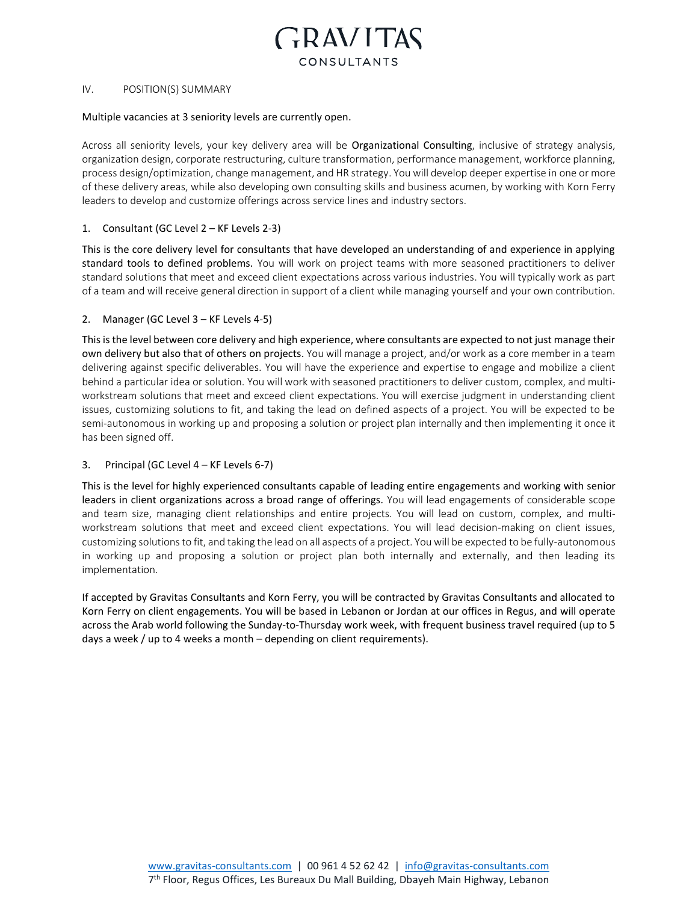## IV. POSITION(S) SUMMARY

Multiple vacancies at 3 seniority levels are currently open.

Across all seniority levels, your key delivery area will be Organizational Consulting, inclusive of strategy analysis, organization design, corporate restructuring, culture transformation, performance management, workforce planning, process design/optimization, change management, and HR strategy. You will develop deeper expertise in one or more of these delivery areas, while also developing own consulting skills and business acumen, by working with Korn Ferry leaders to develop and customize offerings across service lines and industry sectors.

### 1. Consultant (GC Level 2 – KF Levels 2-3)

This is the core delivery level for consultants that have developed an understanding of and experience in applying standard tools to defined problems. You will work on project teams with more seasoned practitioners to deliver standard solutions that meet and exceed client expectations across various industries. You will typically work as part of a team and will receive general direction in support of a client while managing yourself and your own contribution.

### 2. Manager (GC Level 3 – KF Levels 4-5)

This is the level between core delivery and high experience, where consultants are expected to not just manage their own delivery but also that of others on projects. You will manage a project, and/or work as a core member in a team delivering against specific deliverables. You will have the experience and expertise to engage and mobilize a client behind a particular idea or solution. You will work with seasoned practitioners to deliver custom, complex, and multi-workstream solutions that meet and exceed client expectations. You will exercise judgment in understanding client issues, customizing solutions to fit, and taking the lead on defined aspects of a project. You will be expected to be semi-autonomous in working up and proposing a solution or project plan internally and then implementing it once it has been signed off.

### 3. Principal (GC Level 4 – KF Levels 6-7)

This is the level for highly experienced consultants capable of leading entire engagements and working with senior leaders in client organizations across a broad range of offerings. You will lead engagements of considerable scope and team size, managing client relationships and entire projects. You will lead on custom, complex, and multi-workstream solutions that meet and exceed client expectations. You will lead decision-making on client issues, customizing solutions to fit, and taking the lead on all aspects of a project. You will be expected to be fully-autonomous in working up and proposing a solution or project plan both internally and externally, and then leading its implementation.

If accepted by Gravitas Consultants and Korn Ferry, you will be contracted by Gravitas Consultants and allocated to Korn Ferry on client engagements. You will be based in Lebanon or Jordan at our offices in Regus, and will operate across the Arab world following the Sunday-to-Thursday work week, with frequent business travel required (up to 5 days a week / up to 4 weeks a month – depending on client requirements).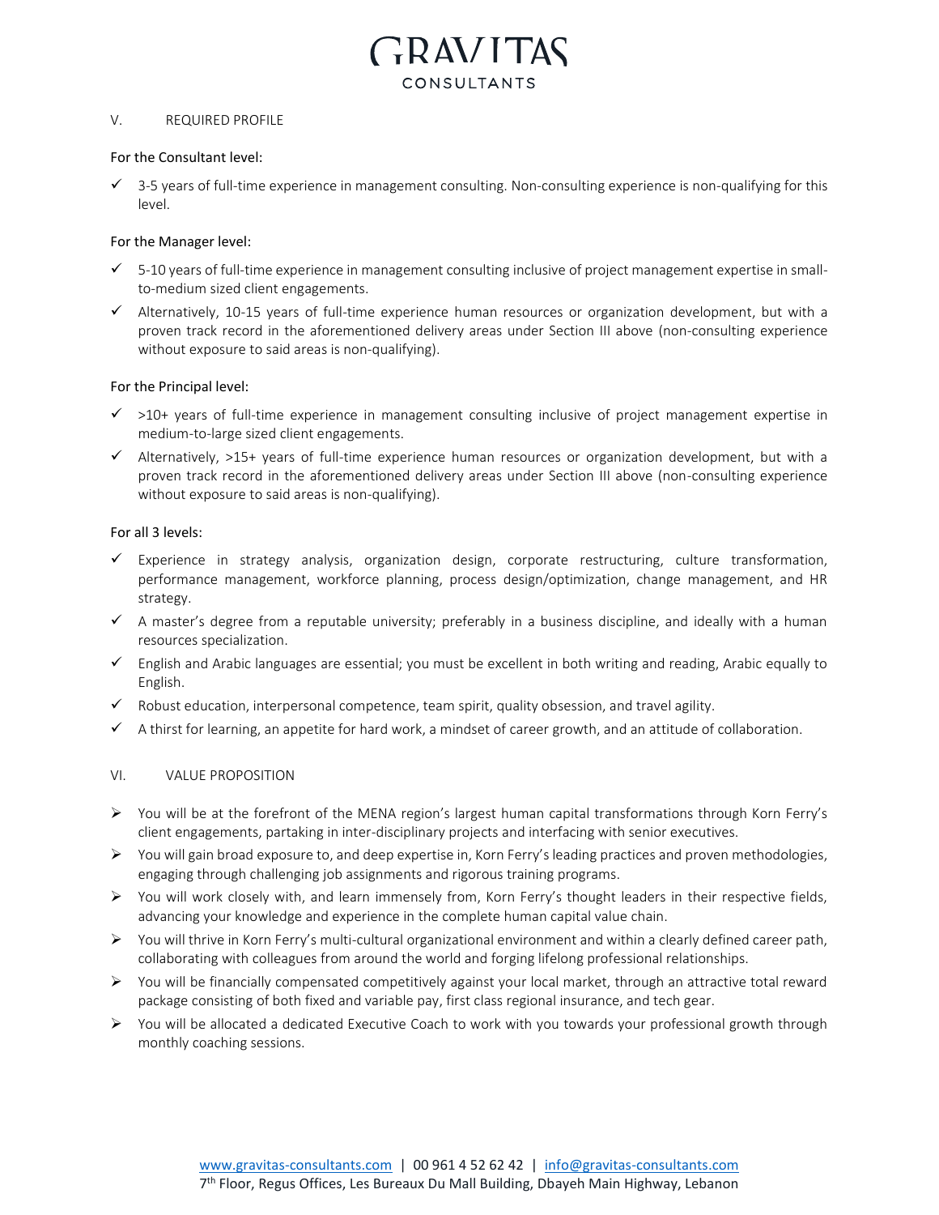## V. REQUIRED PROFILE

For the Consultant level:

- ✓ 3-5 years of full-time experience in management consulting. Non-consulting experience is non-qualifying for this level.

For the Manager level:

- ✓ 5-10 years of full-time experience in management consulting inclusive of project management expertise in small-to-medium sized client engagements.
- ✓ Alternatively, 10-15 years of full-time experience human resources or organization development, but with a proven track record in the aforementioned delivery areas under Section III above (non-consulting experience without exposure to said areas is non-qualifying).

For the Principal level:

- ✓ >10+ years of full-time experience in management consulting inclusive of project management expertise in medium-to-large sized client engagements.
- ✓ Alternatively, >15+ years of full-time experience human resources or organization development, but with a proven track record in the aforementioned delivery areas under Section III above (non-consulting experience without exposure to said areas is non-qualifying).

For all 3 levels:

- ✓ Experience in strategy analysis, organization design, corporate restructuring, culture transformation, performance management, workforce planning, process design/optimization, change management, and HR strategy.
- ✓ A master's degree from a reputable university; preferably in a business discipline, and ideally with a human resources specialization.
- ✓ English and Arabic languages are essential; you must be excellent in both writing and reading, Arabic equally to English.
- ✓ Robust education, interpersonal competence, team spirit, quality obsession, and travel agility.
- ✓ A thirst for learning, an appetite for hard work, a mindset of career growth, and an attitude of collaboration.

## VI. VALUE PROPOSITION

- ➢ You will be at the forefront of the MENA region's largest human capital transformations through Korn Ferry's client engagements, partaking in inter-disciplinary projects and interfacing with senior executives.
- ➢ You will gain broad exposure to, and deep expertise in, Korn Ferry's leading practices and proven methodologies, engaging through challenging job assignments and rigorous training programs.
- ➢ You will work closely with, and learn immensely from, Korn Ferry's thought leaders in their respective fields, advancing your knowledge and experience in the complete human capital value chain.
- ➢ You will thrive in Korn Ferry's multi-cultural organizational environment and within a clearly defined career path, collaborating with colleagues from around the world and forging lifelong professional relationships.
- ➢ You will be financially compensated competitively against your local market, through an attractive total reward package consisting of both fixed and variable pay, first class regional insurance, and tech gear.
- ➢ You will be allocated a dedicated Executive Coach to work with you towards your professional growth through monthly coaching sessions.